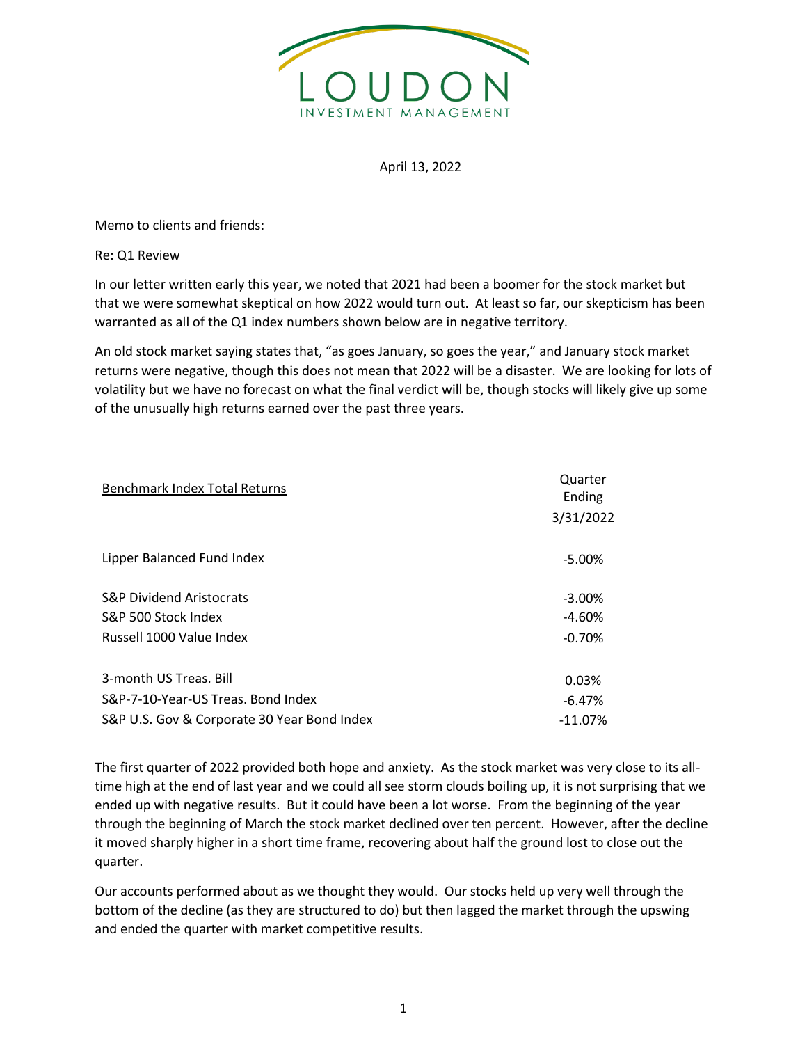LOUDON

INVESTMENT MANAGEMENT

April 13, 2022

Memo to clients and friends:

Re: Q1 Review

In our letter written early this year, we noted that 2021 had been a boomer for the stock market but that we were somewhat skeptical on how 2022 would turn out. At least so far, our skepticism has been warranted as all of the Q1 index numbers shown below are in negative territory.

An old stock market saying states that, "as goes January, so goes the year," and January stock market returns were negative, though this does not mean that 2022 will be a disaster. We are looking for lots of volatility but we have no forecast on what the final verdict will be, though stocks will likely give up some of the unusually high returns earned over the past three years.

| Benchmark Index Total Returns | Quarter Ending 3/31/2022 |
|---|---|
| Lipper Balanced Fund Index | -5.00% |
| S&P Dividend Aristocrats | -3.00% |
| S&P 500 Stock Index | -4.60% |
| Russell 1000 Value Index | -0.70% |
| 3-month US Treas. Bill | 0.03% |
| S&P-7-10-Year-US Treas. Bond Index | -6.47% |
| S&P U.S. Gov & Corporate 30 Year Bond Index | -11.07% |

The first quarter of 2022 provided both hope and anxiety. As the stock market was very close to its all-time high at the end of last year and we could all see storm clouds boiling up, it is not surprising that we ended up with negative results. But it could have been a lot worse. From the beginning of the year through the beginning of March the stock market declined over ten percent. However, after the decline it moved sharply higher in a short time frame, recovering about half the ground lost to close out the quarter.

Our accounts performed about as we thought they would. Our stocks held up very well through the bottom of the decline (as they are structured to do) but then lagged the market through the upswing and ended the quarter with market competitive results.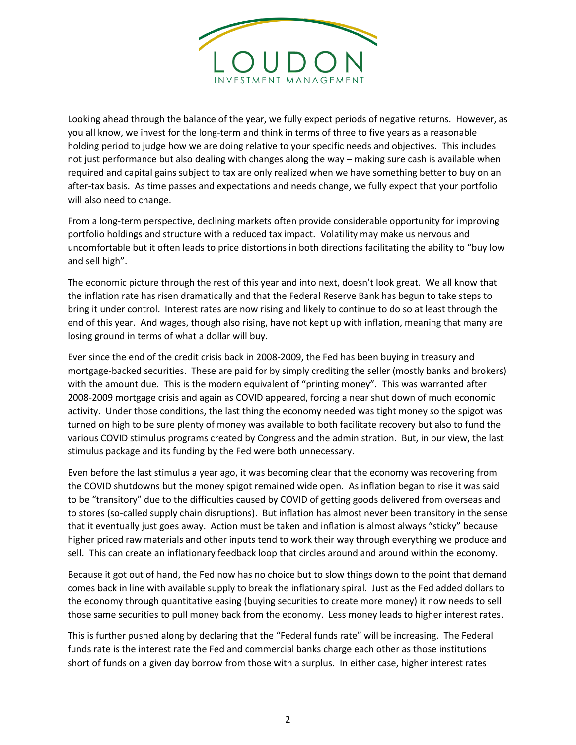Looking ahead through the balance of the year, we fully expect periods of negative returns. However, as you all know, we invest for the long-term and think in terms of three to five years as a reasonable holding period to judge how we are doing relative to your specific needs and objectives. This includes not just performance but also dealing with changes along the way – making sure cash is available when required and capital gains subject to tax are only realized when we have something better to buy on an after-tax basis. As time passes and expectations and needs change, we fully expect that your portfolio will also need to change.

From a long-term perspective, declining markets often provide considerable opportunity for improving portfolio holdings and structure with a reduced tax impact. Volatility may make us nervous and uncomfortable but it often leads to price distortions in both directions facilitating the ability to "buy low and sell high".

The economic picture through the rest of this year and into next, doesn't look great. We all know that the inflation rate has risen dramatically and that the Federal Reserve Bank has begun to take steps to bring it under control. Interest rates are now rising and likely to continue to do so at least through the end of this year. And wages, though also rising, have not kept up with inflation, meaning that many are losing ground in terms of what a dollar will buy.

Ever since the end of the credit crisis back in 2008-2009, the Fed has been buying in treasury and mortgage-backed securities. These are paid for by simply crediting the seller (mostly banks and brokers) with the amount due. This is the modern equivalent of "printing money". This was warranted after 2008-2009 mortgage crisis and again as COVID appeared, forcing a near shut down of much economic activity. Under those conditions, the last thing the economy needed was tight money so the spigot was turned on high to be sure plenty of money was available to both facilitate recovery but also to fund the various COVID stimulus programs created by Congress and the administration. But, in our view, the last stimulus package and its funding by the Fed were both unnecessary.

Even before the last stimulus a year ago, it was becoming clear that the economy was recovering from the COVID shutdowns but the money spigot remained wide open. As inflation began to rise it was said to be "transitory" due to the difficulties caused by COVID of getting goods delivered from overseas and to stores (so-called supply chain disruptions). But inflation has almost never been transitory in the sense that it eventually just goes away. Action must be taken and inflation is almost always "sticky" because higher priced raw materials and other inputs tend to work their way through everything we produce and sell. This can create an inflationary feedback loop that circles around and around within the economy.

Because it got out of hand, the Fed now has no choice but to slow things down to the point that demand comes back in line with available supply to break the inflationary spiral. Just as the Fed added dollars to the economy through quantitative easing (buying securities to create more money) it now needs to sell those same securities to pull money back from the economy. Less money leads to higher interest rates.

This is further pushed along by declaring that the "Federal funds rate" will be increasing. The Federal funds rate is the interest rate the Fed and commercial banks charge each other as those institutions short of funds on a given day borrow from those with a surplus. In either case, higher interest rates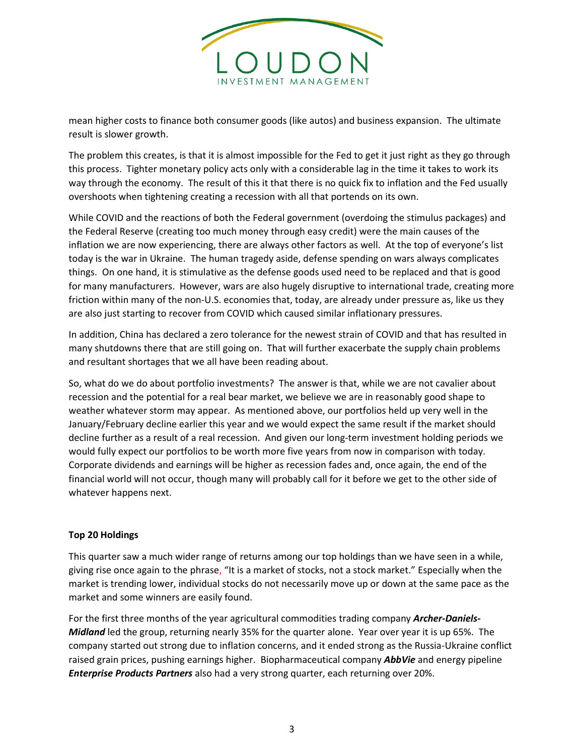mean higher costs to finance both consumer goods (like autos) and business expansion. The ultimate result is slower growth.

The problem this creates, is that it is almost impossible for the Fed to get it just right as they go through this process. Tighter monetary policy acts only with a considerable lag in the time it takes to work its way through the economy. The result of this it that there is no quick fix to inflation and the Fed usually overshoots when tightening creating a recession with all that portends on its own.

While COVID and the reactions of both the Federal government (overdoing the stimulus packages) and the Federal Reserve (creating too much money through easy credit) were the main causes of the inflation we are now experiencing, there are always other factors as well. At the top of everyone's list today is the war in Ukraine. The human tragedy aside, defense spending on wars always complicates things. On one hand, it is stimulative as the defense goods used need to be replaced and that is good for many manufacturers. However, wars are also hugely disruptive to international trade, creating more friction within many of the non-U.S. economies that, today, are already under pressure as, like us they are also just starting to recover from COVID which caused similar inflationary pressures.

In addition, China has declared a zero tolerance for the newest strain of COVID and that has resulted in many shutdowns there that are still going on. That will further exacerbate the supply chain problems and resultant shortages that we all have been reading about.

So, what do we do about portfolio investments? The answer is that, while we are not cavalier about recession and the potential for a real bear market, we believe we are in reasonably good shape to weather whatever storm may appear. As mentioned above, our portfolios held up very well in the January/February decline earlier this year and we would expect the same result if the market should decline further as a result of a real recession. And given our long-term investment holding periods we would fully expect our portfolios to be worth more five years from now in comparison with today. Corporate dividends and earnings will be higher as recession fades and, once again, the end of the financial world will not occur, though many will probably call for it before we get to the other side of whatever happens next.

**Top 20 Holdings**

This quarter saw a much wider range of returns among our top holdings than we have seen in a while, giving rise once again to the phrase, "It is a market of stocks, not a stock market." Especially when the market is trending lower, individual stocks do not necessarily move up or down at the same pace as the market and some winners are easily found.

For the first three months of the year agricultural commodities trading company ***Archer-Daniels-Midland*** led the group, returning nearly 35% for the quarter alone. Year over year it is up 65%. The company started out strong due to inflation concerns, and it ended strong as the Russia-Ukraine conflict raised grain prices, pushing earnings higher. Biopharmaceutical company ***AbbVie*** and energy pipeline ***Enterprise Products Partners*** also had a very strong quarter, each returning over 20%.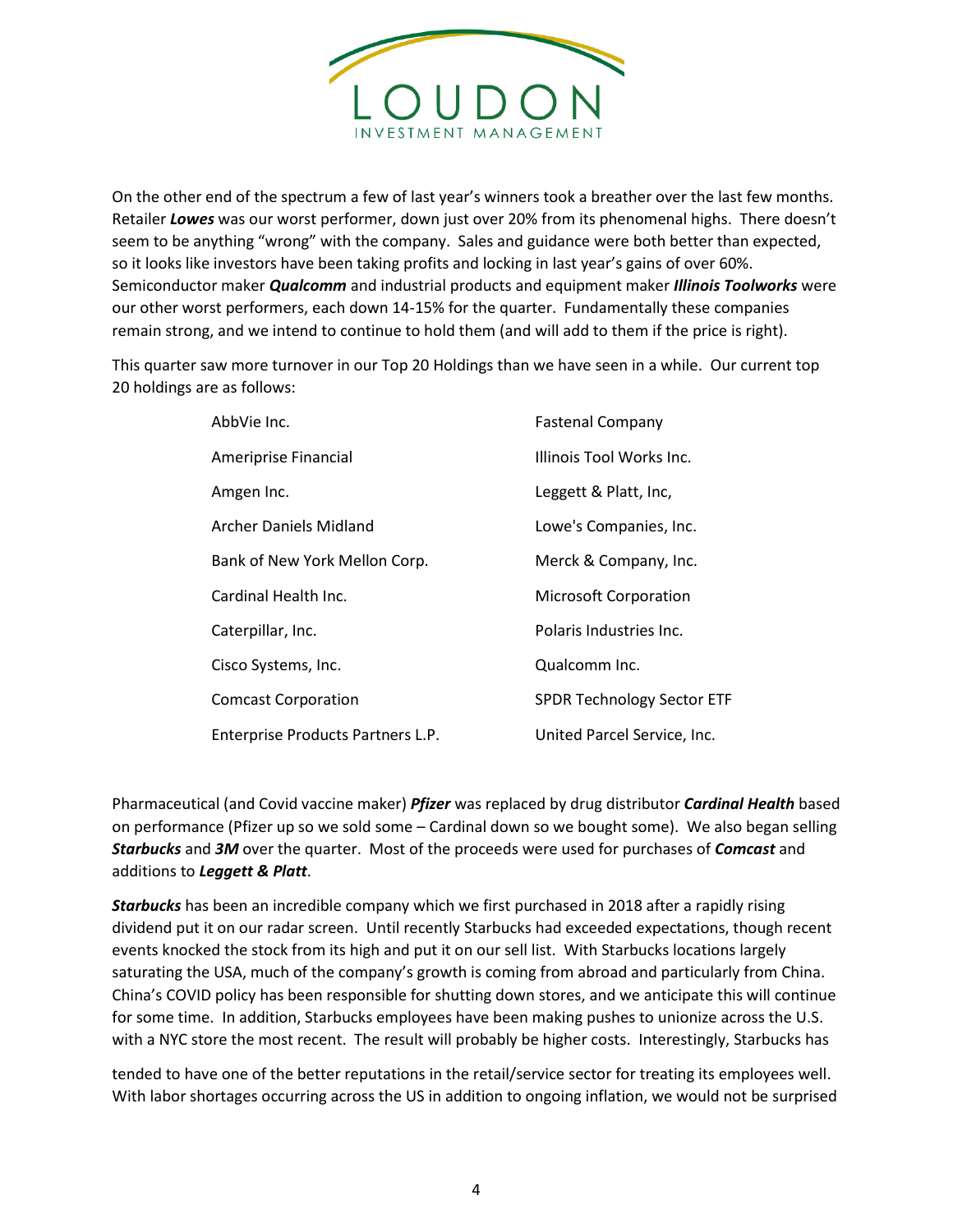On the other end of the spectrum a few of last year's winners took a breather over the last few months. Retailer ***Lowes*** was our worst performer, down just over 20% from its phenomenal highs. There doesn't seem to be anything "wrong" with the company. Sales and guidance were both better than expected, so it looks like investors have been taking profits and locking in last year's gains of over 60%. Semiconductor maker ***Qualcomm*** and industrial products and equipment maker ***Illinois Toolworks*** were our other worst performers, each down 14-15% for the quarter. Fundamentally these companies remain strong, and we intend to continue to hold them (and will add to them if the price is right).

This quarter saw more turnover in our Top 20 Holdings than we have seen in a while. Our current top 20 holdings are as follows:

| | |
|---|---|
| AbbVie Inc. | Fastenal Company |
| Ameriprise Financial | Illinois Tool Works Inc. |
| Amgen Inc. | Leggett & Platt, Inc, |
| Archer Daniels Midland | Lowe's Companies, Inc. |
| Bank of New York Mellon Corp. | Merck & Company, Inc. |
| Cardinal Health Inc. | Microsoft Corporation |
| Caterpillar, Inc. | Polaris Industries Inc. |
| Cisco Systems, Inc. | Qualcomm Inc. |
| Comcast Corporation | SPDR Technology Sector ETF |
| Enterprise Products Partners L.P. | United Parcel Service, Inc. |

Pharmaceutical (and Covid vaccine maker) ***Pfizer*** was replaced by drug distributor ***Cardinal Health*** based on performance (Pfizer up so we sold some – Cardinal down so we bought some). We also began selling ***Starbucks*** and ***3M*** over the quarter. Most of the proceeds were used for purchases of ***Comcast*** and additions to ***Leggett & Platt***.

***Starbucks*** has been an incredible company which we first purchased in 2018 after a rapidly rising dividend put it on our radar screen. Until recently Starbucks had exceeded expectations, though recent events knocked the stock from its high and put it on our sell list. With Starbucks locations largely saturating the USA, much of the company's growth is coming from abroad and particularly from China. China's COVID policy has been responsible for shutting down stores, and we anticipate this will continue for some time. In addition, Starbucks employees have been making pushes to unionize across the U.S. with a NYC store the most recent. The result will probably be higher costs. Interestingly, Starbucks has tended to have one of the better reputations in the retail/service sector for treating its employees well. With labor shortages occurring across the US in addition to ongoing inflation, we would not be surprised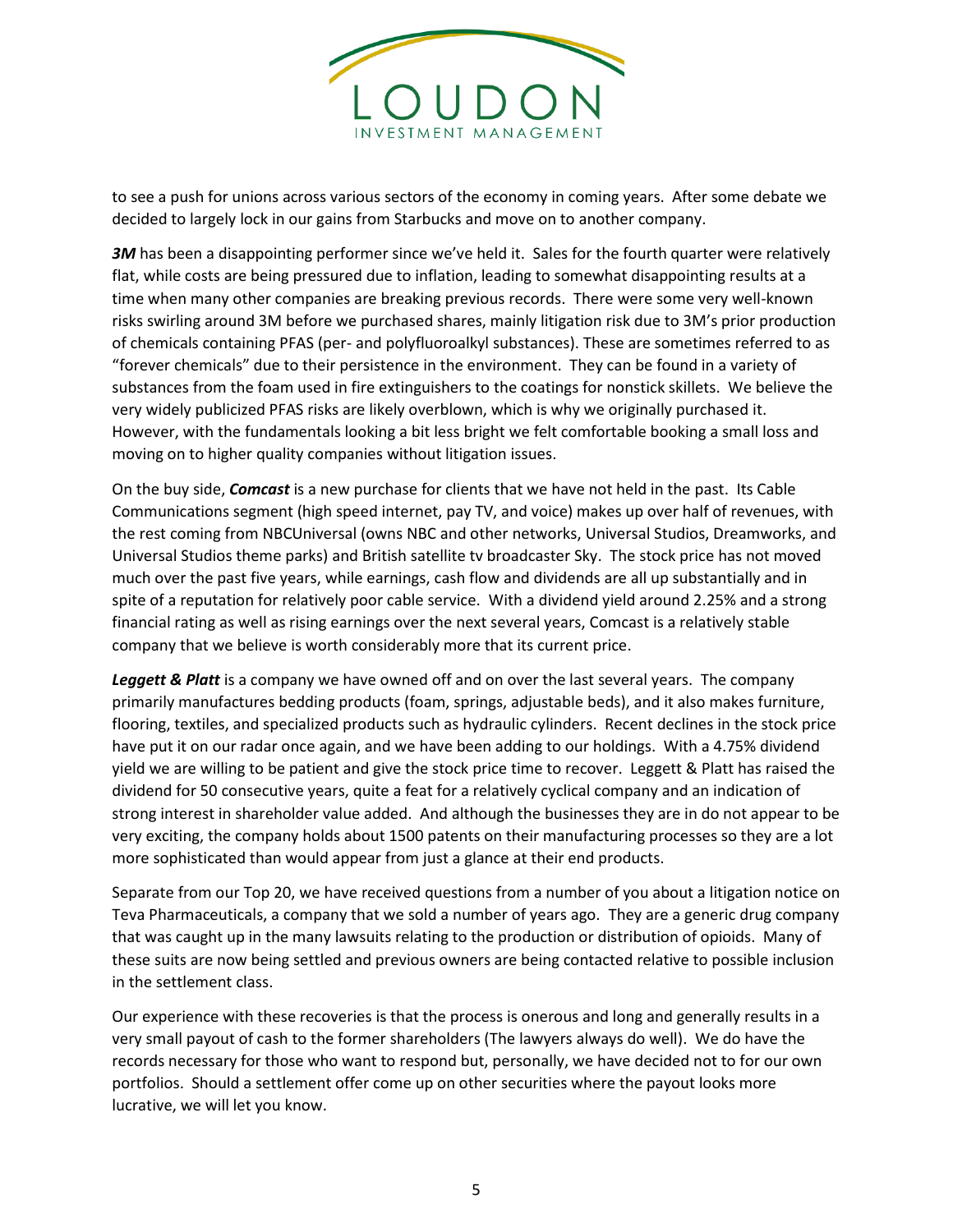to see a push for unions across various sectors of the economy in coming years. After some debate we decided to largely lock in our gains from Starbucks and move on to another company.

***3M*** has been a disappointing performer since we've held it. Sales for the fourth quarter were relatively flat, while costs are being pressured due to inflation, leading to somewhat disappointing results at a time when many other companies are breaking previous records. There were some very well-known risks swirling around 3M before we purchased shares, mainly litigation risk due to 3M's prior production of chemicals containing PFAS (per- and polyfluoroalkyl substances). These are sometimes referred to as "forever chemicals" due to their persistence in the environment. They can be found in a variety of substances from the foam used in fire extinguishers to the coatings for nonstick skillets. We believe the very widely publicized PFAS risks are likely overblown, which is why we originally purchased it. However, with the fundamentals looking a bit less bright we felt comfortable booking a small loss and moving on to higher quality companies without litigation issues.

On the buy side, ***Comcast*** is a new purchase for clients that we have not held in the past. Its Cable Communications segment (high speed internet, pay TV, and voice) makes up over half of revenues, with the rest coming from NBCUniversal (owns NBC and other networks, Universal Studios, Dreamworks, and Universal Studios theme parks) and British satellite tv broadcaster Sky. The stock price has not moved much over the past five years, while earnings, cash flow and dividends are all up substantially and in spite of a reputation for relatively poor cable service. With a dividend yield around 2.25% and a strong financial rating as well as rising earnings over the next several years, Comcast is a relatively stable company that we believe is worth considerably more that its current price.

***Leggett & Platt*** is a company we have owned off and on over the last several years. The company primarily manufactures bedding products (foam, springs, adjustable beds), and it also makes furniture, flooring, textiles, and specialized products such as hydraulic cylinders. Recent declines in the stock price have put it on our radar once again, and we have been adding to our holdings. With a 4.75% dividend yield we are willing to be patient and give the stock price time to recover. Leggett & Platt has raised the dividend for 50 consecutive years, quite a feat for a relatively cyclical company and an indication of strong interest in shareholder value added. And although the businesses they are in do not appear to be very exciting, the company holds about 1500 patents on their manufacturing processes so they are a lot more sophisticated than would appear from just a glance at their end products.

Separate from our Top 20, we have received questions from a number of you about a litigation notice on Teva Pharmaceuticals, a company that we sold a number of years ago. They are a generic drug company that was caught up in the many lawsuits relating to the production or distribution of opioids. Many of these suits are now being settled and previous owners are being contacted relative to possible inclusion in the settlement class.

Our experience with these recoveries is that the process is onerous and long and generally results in a very small payout of cash to the former shareholders (The lawyers always do well). We do have the records necessary for those who want to respond but, personally, we have decided not to for our own portfolios. Should a settlement offer come up on securities where the payout looks more lucrative, we will let you know.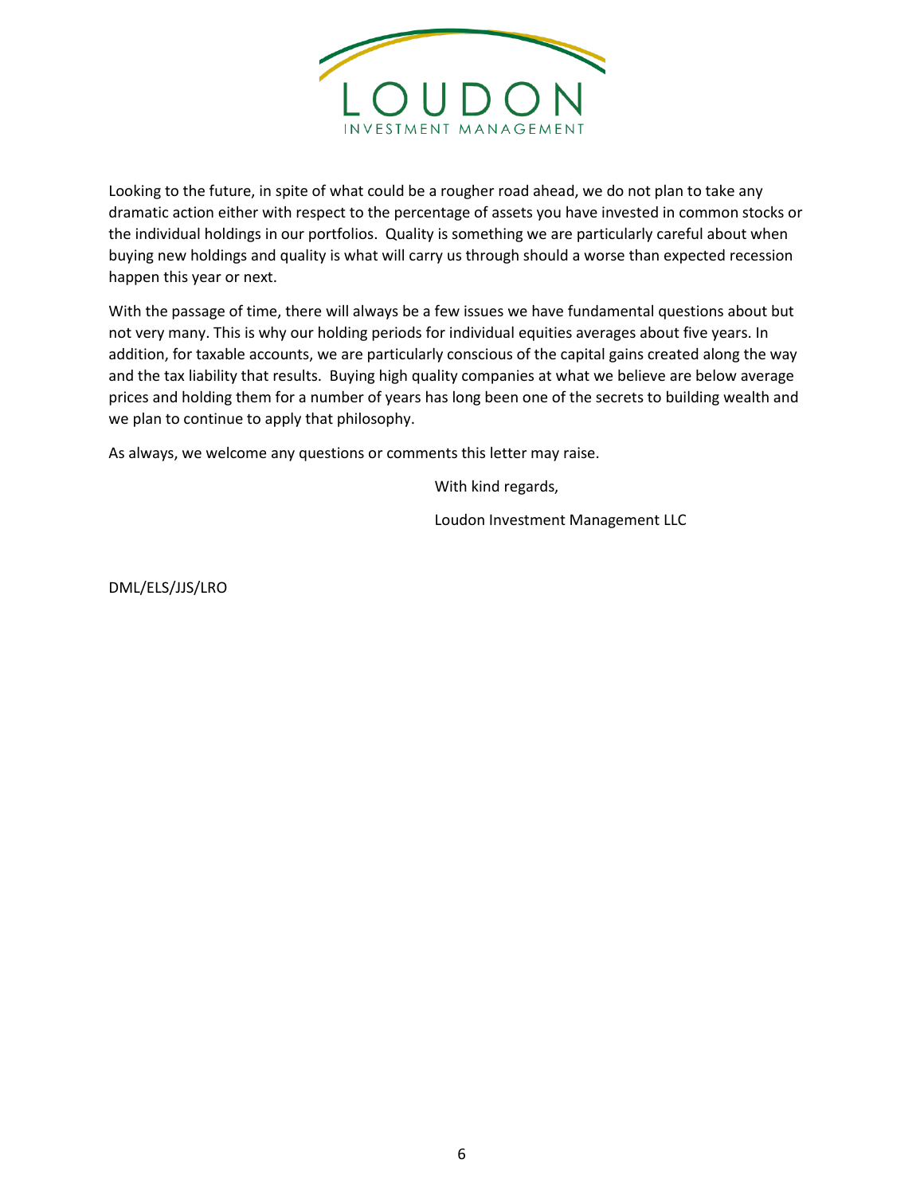Looking to the future, in spite of what could be a rougher road ahead, we do not plan to take any dramatic action either with respect to the percentage of assets you have invested in common stocks or the individual holdings in our portfolios. Quality is something we are particularly careful about when buying new holdings and quality is what will carry us through should a worse than expected recession happen this year or next.

With the passage of time, there will always be a few issues we have fundamental questions about but not very many. This is why our holding periods for individual equities averages about five years. In addition, for taxable accounts, we are particularly conscious of the capital gains created along the way and the tax liability that results. Buying high quality companies at what we believe are below average prices and holding them for a number of years has long been one of the secrets to building wealth and we plan to continue to apply that philosophy.

As always, we welcome any questions or comments this letter may raise.

With kind regards,

Loudon Investment Management LLC

DML/ELS/JJS/LRO